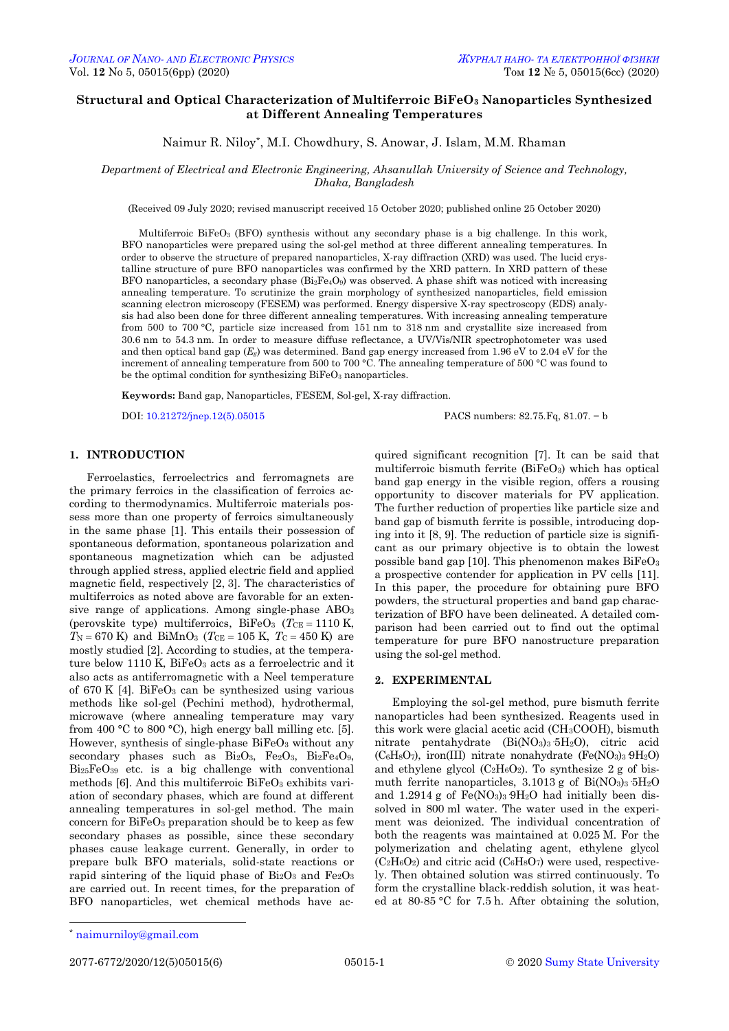# Structural and Optical Characterization of Multiferroic $BiFeO_3$ Nanoparticles Synthesized at Different Annealing Temperatures

Naimur R. Niloy*, M.I. Chowdhury, S. Anowar, J. Islam, M.M. Rhaman

*Department of Electrical and Electronic Engineering, Ahsanullah University of Science and Technology, Dhaka, Bangladesh*

(Received 09 July 2020; revised manuscript received 15 October 2020; published online 25 October 2020)

Multiferroic $BiFeO_3$ (BFO) synthesis without any secondary phase is a big challenge. In this work, BFO nanoparticles were prepared using the sol-gel method at three different annealing temperatures. In order to observe the structure of prepared nanoparticles, X-ray diffraction (XRD) was used. The lucid crystalline structure of pure BFO nanoparticles was confirmed by the XRD pattern. In XRD pattern of these BFO nanoparticles, a secondary phase ($Bi_2Fe_4O_9$) was observed. A phase shift was noticed with increasing annealing temperature. To scrutinize the grain morphology of synthesized nanoparticles, field emission scanning electron microscopy (FESEM) was performed. Energy dispersive X-ray spectroscopy (EDS) analysis had also been done for three different annealing temperatures. With increasing annealing temperature from 500 to 700 °C, particle size increased from 151 nm to 318 nm and crystallite size increased from 30.6 nm to 54.3 nm. In order to measure diffuse reflectance, a UV/Vis/NIR spectrophotometer was used and then optical band gap ($E_g$) was determined. Band gap energy increased from 1.96 eV to 2.04 eV for the increment of annealing temperature from 500 to 700 °C. The annealing temperature of 500 °C was found to be the optimal condition for synthesizing $BiFeO_3$ nanoparticles.

**Keywords:** Band gap, Nanoparticles, FESEM, Sol-gel, X-ray diffraction.

DOI: 10.21272/jnep.12(5).05015 PACS numbers: 82.75.Fq, 81.07. – b

## 1. INTRODUCTION

Ferroelastics, ferroelectrics and ferromagnets are the primary ferroics in the classification of ferroics according to thermodynamics. Multiferroic materials possess more than one property of ferroics simultaneously in the same phase [1]. This entails their possession of spontaneous deformation, spontaneous polarization and spontaneous magnetization which can be adjusted through applied stress, applied electric field and applied magnetic field, respectively [2, 3]. The characteristics of multiferroics as noted above are favorable for an extensive range of applications. Among single-phase $ABO_3$ (perovskite type) multiferroics, $BiFeO_3$ ($T_{CE}$ = 1110 K, $T_N$ = 670 K) and $BiMnO_3$ ($T_{CE}$ = 105 K, $T_C$ = 450 K) are mostly studied [2]. According to studies, at the temperature below 1110 K, $BiFeO_3$ acts as a ferroelectric and it also acts as antiferromagnetic with a Neel temperature of 670 K [4]. $BiFeO_3$ can be synthesized using various methods like sol-gel (Pechini method), hydrothermal, microwave (where annealing temperature may vary from 400 °C to 800 °C), high energy ball milling etc. [5]. However, synthesis of single-phase $BiFeO_3$ without any secondary phases such as $Bi_2O_3$, $Fe_2O_3$, $Bi_2Fe_4O_9$, $Bi_{25}FeO_{39}$ etc. is a big challenge with conventional methods [6]. And this multiferroic $BiFeO_3$ exhibits variation of secondary phases, which are found at different annealing temperatures in sol-gel method. The main concern for $BiFeO_3$ preparation should be to keep as few secondary phases as possible, since these secondary phases cause leakage current. Generally, in order to prepare bulk BFO materials, solid-state reactions or rapid sintering of the liquid phase of $Bi_2O_3$ and $Fe_2O_3$ are carried out. In recent times, for the preparation of BFO nanoparticles, wet chemical methods have acquired significant recognition [7]. It can be said that multiferroic bismuth ferrite ($BiFeO_3$) which has optical band gap energy in the visible region, offers a rousing opportunity to discover materials for PV application. The further reduction of properties like particle size and band gap of bismuth ferrite is possible, introducing doping into it [8, 9]. The reduction of particle size is significant as our primary objective is to obtain the lowest possible band gap [10]. This phenomenon makes $BiFeO_3$ a prospective contender for application in PV cells [11]. In this paper, the procedure for obtaining pure BFO powders, the structural properties and band gap characterization of BFO have been delineated. A detailed comparison had been carried out to find out the optimal temperature for pure BFO nanostructure preparation using the sol-gel method.

## 2. EXPERIMENTAL

Employing the sol-gel method, pure bismuth ferrite nanoparticles had been synthesized. Reagents used in this work were glacial acetic acid ($CH_3COOH$), bismuth nitrate pentahydrate ($Bi(NO_3)_3{\cdot}5H_2O$), citric acid ($C_6H_8O_7$), iron(III) nitrate nonahydrate ($Fe(NO_3)_3{\cdot}9H_2O$) and ethylene glycol ($C_2H_6O_2$). To synthesize 2 g of bismuth ferrite nanoparticles, 3.1013 g of $Bi(NO_3)_3{\cdot}5H_2O$ and 1.2914 g of $Fe(NO_3)_3{\cdot}9H_2O$ had initially been dissolved in 800 ml water. The water used in the experiment was deionized. The individual concentration of both the reagents was maintained at 0.025 M. For the polymerization and chelating agent, ethylene glycol ($C_2H_6O_2$) and citric acid ($C_6H_8O_7$) were used, respectively. Then obtained solution was stirred continuously. To form the crystalline black-reddish solution, it was heated at 80-85 °C for 7.5 h. After obtaining the solution,

* naimurniloy@gmail.com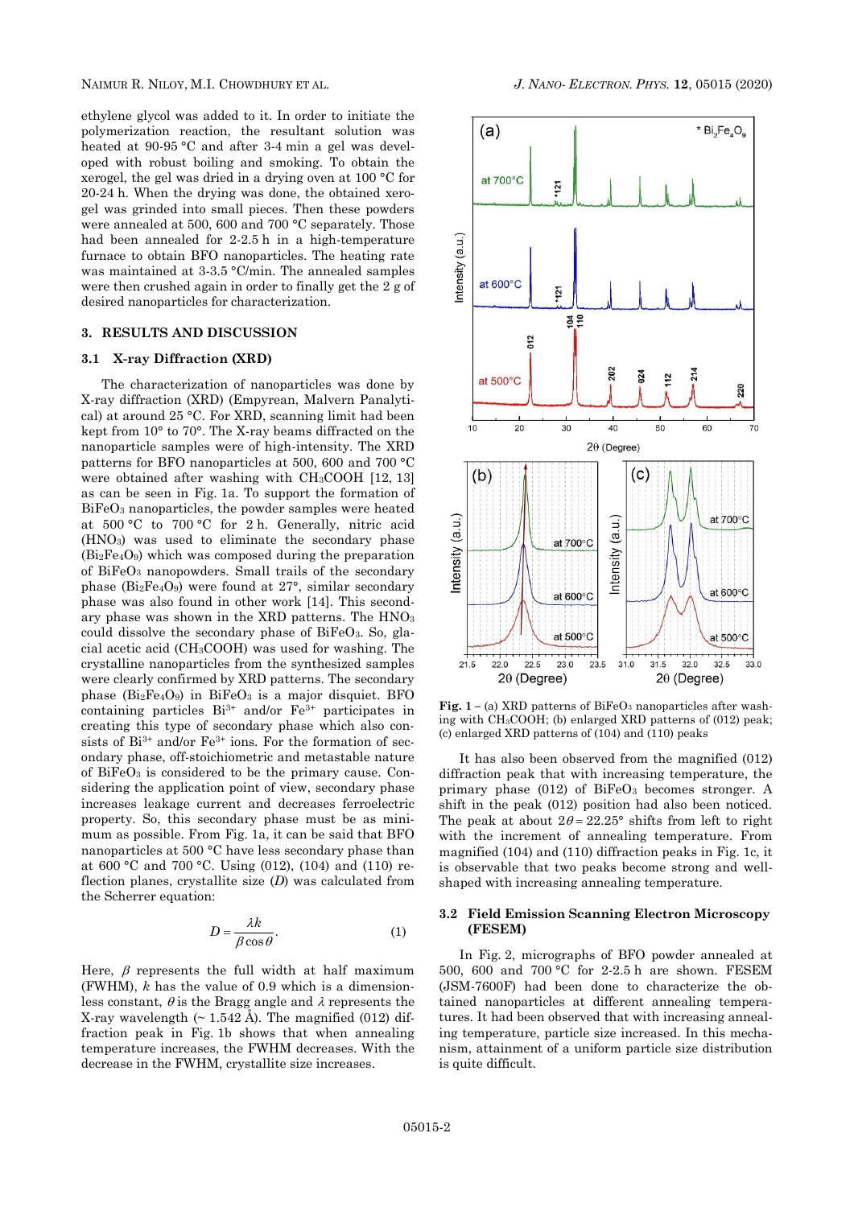ethylene glycol was added to it. In order to initiate the polymerization reaction, the resultant solution was heated at 90-95 °C and after 3-4 min a gel was developed with robust boiling and smoking. To obtain the xerogel, the gel was dried in a drying oven at 100 °C for 20-24 h. When the drying was done, the obtained xerogel was grinded into small pieces. Then these powders were annealed at 500, 600 and 700 °C separately. Those had been annealed for 2-2.5 h in a high-temperature furnace to obtain BFO nanoparticles. The heating rate was maintained at 3-3.5 °C/min. The annealed samples were then crushed again in order to finally get the 2 g of desired nanoparticles for characterization.

## 3. RESULTS AND DISCUSSION

### 3.1 X-ray Diffraction (XRD)

The characterization of nanoparticles was done by X-ray diffraction (XRD) (Empyrean, Malvern Panalytical) at around 25 °C. For XRD, scanning limit had been kept from 10° to 70°. The X-ray beams diffracted on the nanoparticle samples were of high-intensity. The XRD patterns for BFO nanoparticles at 500, 600 and 700 °C were obtained after washing with $CH_3COOH$ [12, 13] as can be seen in Fig. 1a. To support the formation of $BiFeO_3$ nanoparticles, the powder samples were heated at 500 °C to 700 °C for 2 h. Generally, nitric acid ($HNO_3$) was used to eliminate the secondary phase ($Bi_2Fe_4O_9$) which was composed during the preparation of $BiFeO_3$ nanopowders. Small trails of the secondary phase ($Bi_2Fe_4O_9$) were found at 27°, similar secondary phase was also found in other work [14]. This secondary phase was shown in the XRD patterns. The $HNO_3$ could dissolve the secondary phase of $BiFeO_3$. So, glacial acetic acid ($CH_3COOH$) was used for washing. The crystalline nanoparticles from the synthesized samples were clearly confirmed by XRD patterns. The secondary phase ($Bi_2Fe_4O_9$) in $BiFeO_3$ is a major disquiet. BFO containing particles $Bi^{3+}$ and/or $Fe^{3+}$ participates in creating this type of secondary phase which also consists of $Bi^{3+}$ and/or $Fe^{3+}$ ions. For the formation of secondary phase, off-stoichiometric and metastable nature of $BiFeO_3$ is considered to be the primary cause. Considering the application point of view, secondary phase increases leakage current and decreases ferroelectric property. So, this secondary phase must be as minimum as possible. From Fig. 1a, it can be said that BFO nanoparticles at 500 °C have less secondary phase than at 600 °C and 700 °C. Using (012), (104) and (110) reflection planes, crystallite size ($D$) was calculated from the Scherrer equation:

$$D = \frac{\lambda k}{\beta \cos\theta}. \tag{1}$$

Here, $\beta$ represents the full width at half maximum (FWHM), $k$ has the value of 0.9 which is a dimensionless constant, $\theta$ is the Bragg angle and $\lambda$ represents the X-ray wavelength (~ 1.542 Å). The magnified (012) diffraction peak in Fig. 1b shows that when annealing temperature increases, the FWHM decreases. With the decrease in the FWHM, crystallite size increases.

**Fig. 1** – (a) XRD patterns of $BiFeO_3$ nanoparticles after washing with $CH_3COOH$; (b) enlarged XRD patterns of (012) peak; (c) enlarged XRD patterns of (104) and (110) peaks

It has also been observed from the magnified (012) diffraction peak that with increasing temperature, the primary phase (012) of $BiFeO_3$ becomes stronger. A shift in the peak (012) position had also been noticed. The peak at about $2\theta = 22.25°$ shifts from left to right with the increment of annealing temperature. From magnified (104) and (110) diffraction peaks in Fig. 1c, it is observable that two peaks become strong and well-shaped with increasing annealing temperature.

### 3.2 Field Emission Scanning Electron Microscopy (FESEM)

In Fig. 2, micrographs of BFO powder annealed at 500, 600 and 700 °C for 2-2.5 h are shown. FESEM (JSM-7600F) had been done to characterize the obtained nanoparticles at different annealing temperatures. It had been observed that with increasing annealing temperature, particle size increased. In this mechanism, attainment of a uniform particle size distribution is quite difficult.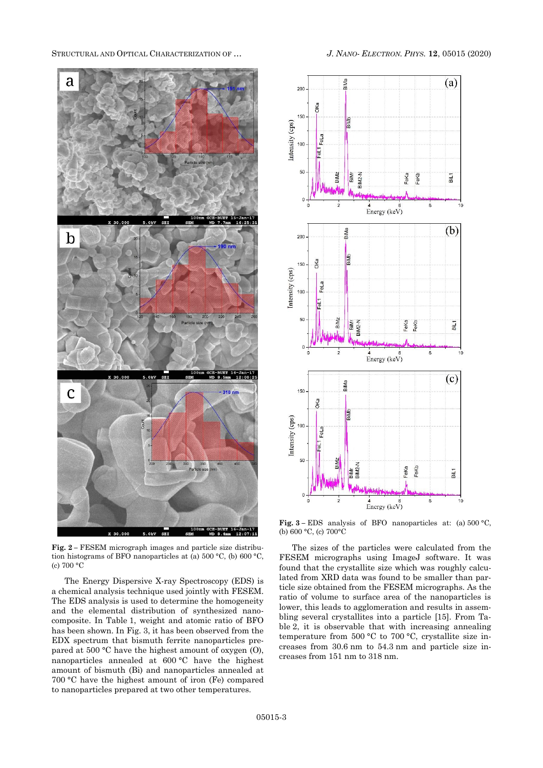**Fig. 2** – FESEM micrograph images and particle size distribution histograms of BFO nanoparticles at (a) 500 °C, (b) 600 °C, (c) 700 °C

The Energy Dispersive X-ray Spectroscopy (EDS) is a chemical analysis technique used jointly with FESEM. The EDS analysis is used to determine the homogeneity and the elemental distribution of synthesized nanocomposite. In Table 1, weight and atomic ratio of BFO has been shown. In Fig. 3, it has been observed from the EDX spectrum that bismuth ferrite nanoparticles prepared at 500 °C have the highest amount of oxygen (O), nanoparticles annealed at 600 °C have the highest amount of bismuth (Bi) and nanoparticles annealed at 700 °C have the highest amount of iron (Fe) compared to nanoparticles prepared at two other temperatures.

**Fig. 3** – EDS analysis of BFO nanoparticles at: (a) 500 °C, (b) 600 °C, (c) 700°C

The sizes of the particles were calculated from the FESEM micrographs using ImageJ software. It was found that the crystallite size which was roughly calculated from XRD data was found to be smaller than particle size obtained from the FESEM micrographs. As the ratio of volume to surface area of the nanoparticles is lower, this leads to agglomeration and results in assembling several crystallites into a particle [15]. From Table 2, it is observable that with increasing annealing temperature from 500 °C to 700 °C, crystallite size increases from 30.6 nm to 54.3 nm and particle size increases from 151 nm to 318 nm.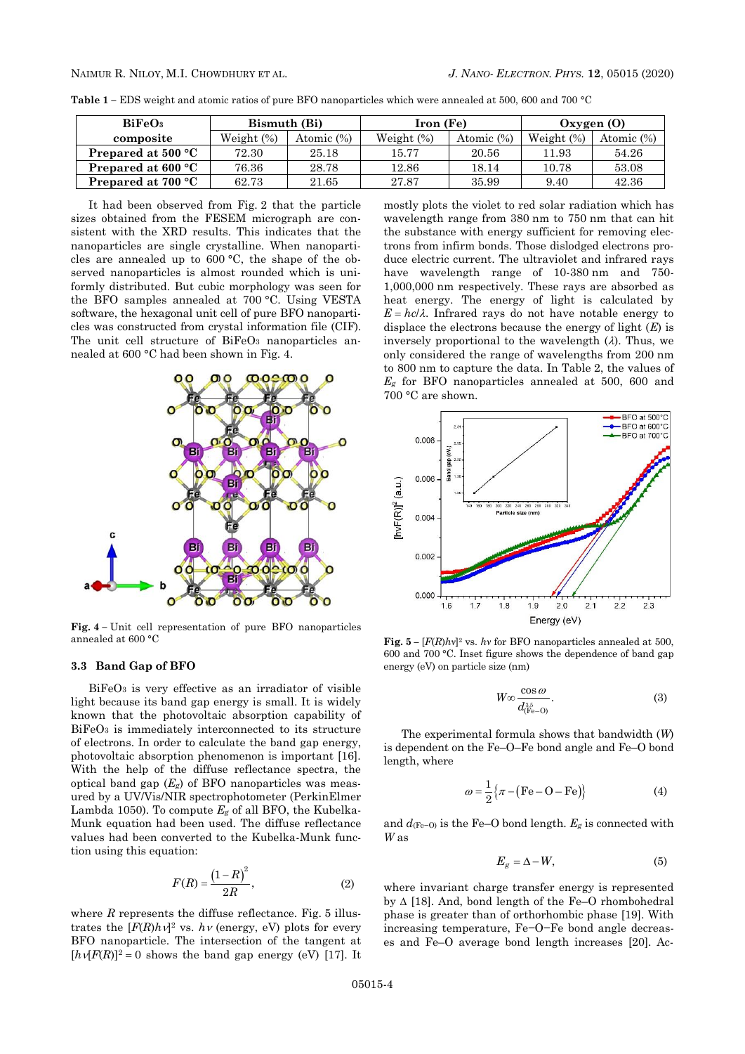**Table 1** – EDS weight and atomic ratios of pure BFO nanoparticles which were annealed at 500, 600 and 700 °C

| $BiFeO_3$ composite | Bismuth (Bi) | | Iron (Fe) | | Oxygen (O) | |
|---|---|---|---|---|---|---|
| | Weight (%) | Atomic (%) | Weight (%) | Atomic (%) | Weight (%) | Atomic (%) |
| **Prepared at 500 °C** | 72.30 | 25.18 | 15.77 | 20.56 | 11.93 | 54.26 |
| **Prepared at 600 °C** | 76.36 | 28.78 | 12.86 | 18.14 | 10.78 | 53.08 |
| **Prepared at 700 °C** | 62.73 | 21.65 | 27.87 | 35.99 | 9.40 | 42.36 |

It had been observed from Fig. 2 that the particle sizes obtained from the FESEM micrograph are consistent with the XRD results. This indicates that the nanoparticles are single crystalline. When nanoparticles are annealed up to 600 °C, the shape of the observed nanoparticles is almost rounded which is uniformly distributed. But cubic morphology was seen for the BFO samples annealed at 700 °C. Using VESTA software, the hexagonal unit cell of pure BFO nanoparticles was constructed from crystal information file (CIF). The unit cell structure of $BiFeO_3$ nanoparticles annealed at 600 °C had been shown in Fig. 4.

**Fig. 4** – Unit cell representation of pure BFO nanoparticles annealed at 600 °C

### 3.3 Band Gap of BFO

$BiFeO_3$ is very effective as an irradiator of visible light because its band gap energy is small. It is widely known that the photovoltaic absorption capability of $BiFeO_3$ is immediately interconnected to its structure of electrons. In order to calculate the band gap energy, photovoltaic absorption phenomenon is important [16]. With the help of the diffuse reflectance spectra, the optical band gap ($E_g$) of BFO nanoparticles was measured by a UV/Vis/NIR spectrophotometer (PerkinElmer Lambda 1050). To compute $E_g$ of all BFO, the Kubelka-Munk equation had been used. The diffuse reflectance values had been converted to the Kubelka-Munk function using this equation:

$$F(R) = \frac{(1-R)^2}{2R}, \tag{2}$$

where $R$ represents the diffuse reflectance. Fig. 5 illustrates the $[F(R)h\nu]^2$ vs. $h\nu$ (energy, eV) plots for every BFO nanoparticle. The intersection of the tangent at $[h\nu F(R)]^2 = 0$ shows the band gap energy (eV) [17]. It mostly plots the violet to red solar radiation which has wavelength range from 380 nm to 750 nm that can hit the substance with energy sufficient for removing electrons from infirm bonds. Those dislodged electrons produce electric current. The ultraviolet and infrared rays have wavelength range of 10-380 nm and 750-1,000,000 nm respectively. These rays are absorbed as heat energy. The energy of light is calculated by $E = hc/\lambda$. Infrared rays do not have notable energy to displace the electrons because the energy of light ($E$) is inversely proportional to the wavelength ($\lambda$). Thus, we only considered the range of wavelengths from 200 nm to 800 nm to capture the data. In Table 2, the values of $E_g$ for BFO nanoparticles annealed at 500, 600 and 700 °C are shown.

**Fig. 5** – $[F(R)h\nu]^2$ vs. $h\nu$ for BFO nanoparticles annealed at 500, 600 and 700 °C. Inset figure shows the dependence of band gap energy (eV) on particle size (nm)

$$W \propto \frac{\cos\omega}{d_{(\text{Fe-O})}^{3.5}}. \tag{3}$$

The experimental formula shows that bandwidth ($W$) is dependent on the Fe–O–Fe bond angle and Fe–O bond length, where

$$\omega = \frac{1}{2}\{\pi - (\text{Fe}-\text{O}-\text{Fe})\} \tag{4}$$

and $d_{(\text{Fe-O})}$ is the Fe–O bond length. $E_g$ is connected with $W$ as

$$E_g = \Delta - W, \tag{5}$$

where invariant charge transfer energy is represented by $\Delta$ [18]. And, bond length of the Fe–O rhombohedral phase is greater than of orthorhombic phase [19]. With increasing temperature, Fe−O−Fe bond angle decreases and Fe–O average bond length increases [20]. Ac-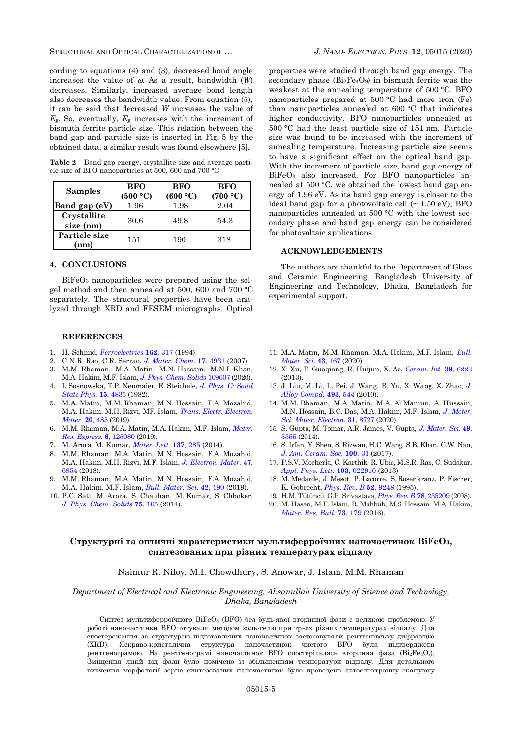cording to equations (4) and (3), decreased bond angle increases the value of $\omega$. As a result, bandwidth ($W$) decreases. Similarly, increased average bond length also decreases the bandwidth value. From equation (5), it can be said that decreased $W$ increases the value of $E_g$. So, eventually, $E_g$ increases with the increment of bismuth ferrite particle size. This relation between the band gap and particle size is inserted in Fig. 5 by the obtained data, a similar result was found elsewhere [5].

**Table 2** – Band gap energy, crystallite size and average particle size of BFO nanoparticles at 500, 600 and 700 °C

| Samples | BFO (500 °C) | BFO (600 °C) | BFO (700 °C) |
|---|---|---|---|
| Band gap (eV) | 1.96 | 1.98 | 2.04 |
| Crystallite size (nm) | 30.6 | 49.8 | 54.3 |
| Particle size (nm) | 151 | 190 | 318 |

## 4. CONCLUSIONS

$BiFeO_3$ nanoparticles were prepared using the sol-gel method and then annealed at 500, 600 and 700 °C separately. The structural properties have been analyzed through XRD and FESEM micrographs. Optical properties were studied through band gap energy. The secondary phase ($Bi_2Fe_4O_9$) in bismuth ferrite was the weakest at the annealing temperature of 500 °C. BFO nanoparticles prepared at 500 °C had more iron (Fe) than nanoparticles annealed at 600 °C that indicates higher conductivity. BFO nanoparticles annealed at 500 °C had the least particle size of 151 nm. Particle size was found to be increased with the increment of annealing temperature. Increasing particle size seems to have a significant effect on the optical band gap. With the increment of particle size, band gap energy of $BiFeO_3$ also increased. For BFO nanoparticles annealed at 500 °C, we obtained the lowest band gap energy of 1.96 eV. As its band gap energy is closer to the ideal band gap for a photovoltaic cell (~ 1.50 eV), BFO nanoparticles annealed at 500 °C with the lowest secondary phase and band gap energy can be considered for photovoltaic applications.

## ACKNOWLEDGEMENTS

The authors are thankful to the Department of Glass and Ceramic Engineering, Bangladesh University of Engineering and Technology, Dhaka, Bangladesh for experimental support.

## REFERENCES

1. H. Schmid, *Ferroelectrics* **162**, 317 (1994).
2. C.N.R. Rao, C.R. Serrao, *J. Mater. Chem.* **17**, 4931 (2007).
3. M.M. Rhaman, M.A. Matin, M.N. Hossain, M.N.I. Khan, M.A. Hakim, M.F. Islam, *J. Phys. Chem. Solids* 109607 (2020).
4. I. Sosnowska, T.P. Neumaier, E. Steichele, *J. Phys. C: Solid State Phys.* **15**, 4835 (1982).
5. M.A. Matin, M.M. Rhaman, M.N. Hossain, F.A. Mozahid, M.A. Hakim, M.H. Rizvi, MF. Islam, *Trans. Electr. Electron. Mater.* **20**, 485 (2019).
6. M.M. Rhaman, M.A. Matin, M.A. Hakim, M.F. Islam, *Mater. Res. Express.* **6**, 125080 (2019).
7. M. Arora, M. Kumar, *Mater. Lett.* **137**, 285 (2014).
8. M.M. Rhaman, M.A. Matin, M.N. Hossain, F.A. Mozahid, M.A. Hakim, M.H. Rizvi, M.F. Islam, *J. Electron. Mater.* **47**, 6954 (2018).
9. M.M. Rhaman, M.A. Matin, M.N. Hossain, F.A. Mozahid, M.A. Hakim, M.F. Islam, *Bull. Mater. Sci.* **42**, 190 (2019).
10. P.C. Sati, M. Arora, S. Chauhan, M. Kumar, S. Chhoker, *J. Phys. Chem. Solids* **75**, 105 (2014).
11. M.A. Matin, M.M. Rhaman, M.A. Hakim, M.F. Islam, *Bull. Mater. Sci.* **43**, 167 (2020).
12. X. Xu, T. Guoqiang, R. Huijun, X. Ao, *Ceram. Int.* **39**, 6223 (2013).
13. J. Liu, M. Li, L. Pei, J. Wang, B. Yu, X. Wang, X. Zhao, *J. Alloy Compd.* **493**, 544 (2010).
14. M.M. Rhaman, M.A. Matin, M.A. Al Mamun, A. Hussain, M.N. Hossain, B.C. Das, M.A. Hakim, M.F. Islam, *J. Mater. Sci. Mater. Electron.* **31**, 8727 (2020).
15. S. Gupta, M. Tomar, A.R. James, V. Gupta, *J. Mater. Sci.* **49**, 5355 (2014).
16. S. Irfan, Y. Shen, S. Rizwan, H.C. Wang, S.B. Khan, C.W. Nan, *J. Am. Ceram. Soc.* **100**, 31 (2017).
17. P.S.V. Mocherla, C. Karthik, R. Ubic, M.S.R. Rao, C. Sudakar, *Appl. Phys. Lett.* **103**, 022910 (2013).
18. M. Medarde, J. Mesot, P. Lacorre, S. Rosenkranz, P. Fischer, K. Gobrecht, *Phys. Rev. B* **52**, 9248 (1995).
19. H.M. Tütüncü, G.P. Srivastava, *Phys. Rev. B* **78**, 235209 (2008).
20. M. Hasan, M.F. Islam, R. Mahbub, M.S. Hossain, M.A. Hakim, *Mater. Res. Bull.* **73**, 179 (2016).

## Структурні та оптичні характеристики мультиферроїчних наночастинок $BiFeO_3$, синтезованих при різних температурах відпалу

Naimur R. Niloy, M.I. Chowdhury, S. Anowar, J. Islam, M.M. Rhaman

*Department of Electrical and Electronic Engineering, Ahsanullah University of Science and Technology, Dhaka, Bangladesh*

Синтез мультиферроїчного $BiFeO_3$ (BFO) без будь-якої вторинної фази є великою проблемою. У роботі наночастинки BFO готували методом золь-гелю при трьох різних температурах відпалу. Для спостереження за структурою підготовлених наночастинок застосовували рентгенівську дифракцію (XRD). Яскраво-кристалічна структура наночастинок чистого BFO була підтверджена рентгенограмою. На рентгенограмі наночастинок BFO спостерігалась вторинна фаза ($Bi_2Fe_4O_9$). Зміщення ліній від фази було помічено із збільшенням температури відпалу. Для детального вивчення морфології зерна синтезованих наночастинок було проведено автоелектронну скануючу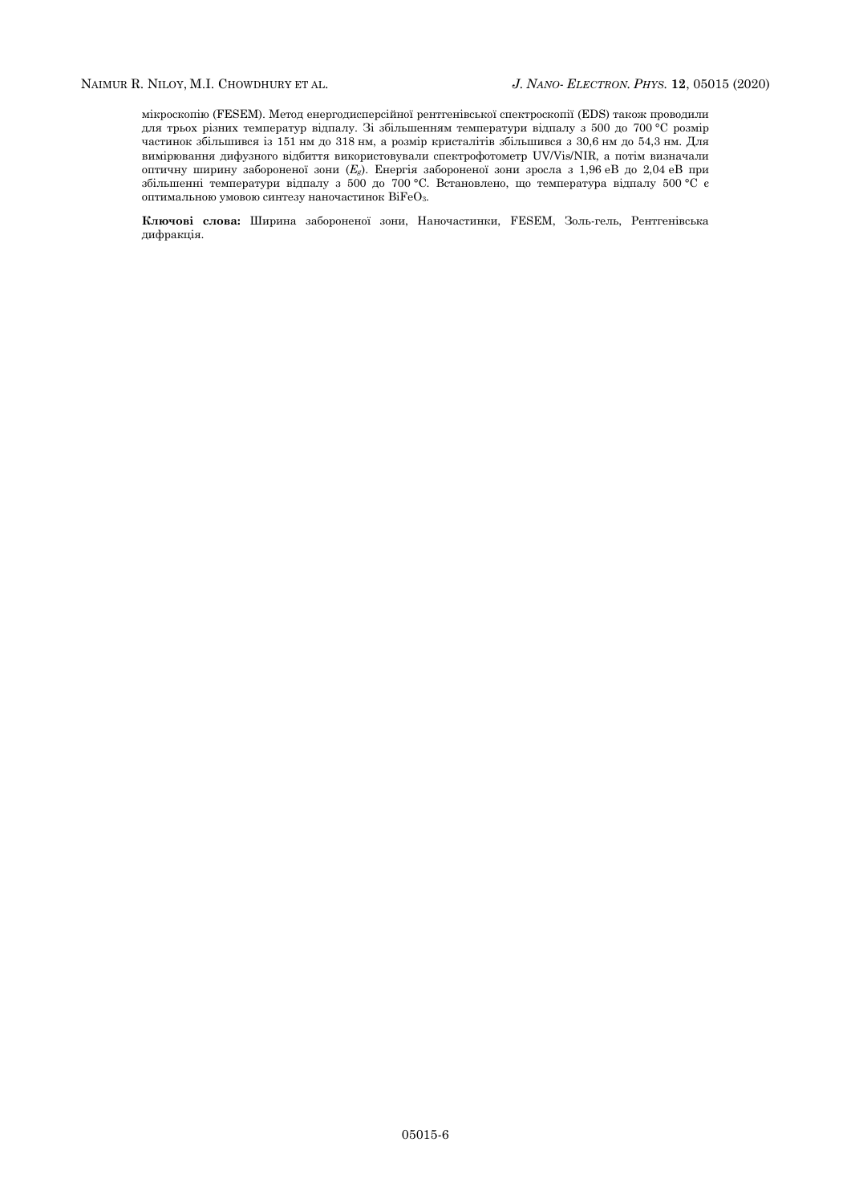мікроскопію (FESEM). Метод енергодисперсійної рентгенівської спектроскопії (EDS) також проводили для трьох різних температур відпалу. Зі збільшенням температури відпалу з 500 до 700 °C розмір частинок збільшився із 151 нм до 318 нм, а розмір кристалітів збільшився з 30,6 нм до 54,3 нм. Для вимірювання дифузного відбиття використовували спектрофотометр UV/Vis/NIR, а потім визначали оптичну ширину забороненої зони ($E_g$). Енергія забороненої зони зросла з 1,96 еВ до 2,04 еВ при збільшенні температури відпалу з 500 до 700 °C. Встановлено, що температура відпалу 500 °C є оптимальною умовою синтезу наночастинок $BiFeO_3$.

**Ключові слова:** Ширина забороненої зони, Наночастинки, FESEM, Золь-гель, Рентгенівська дифракція.